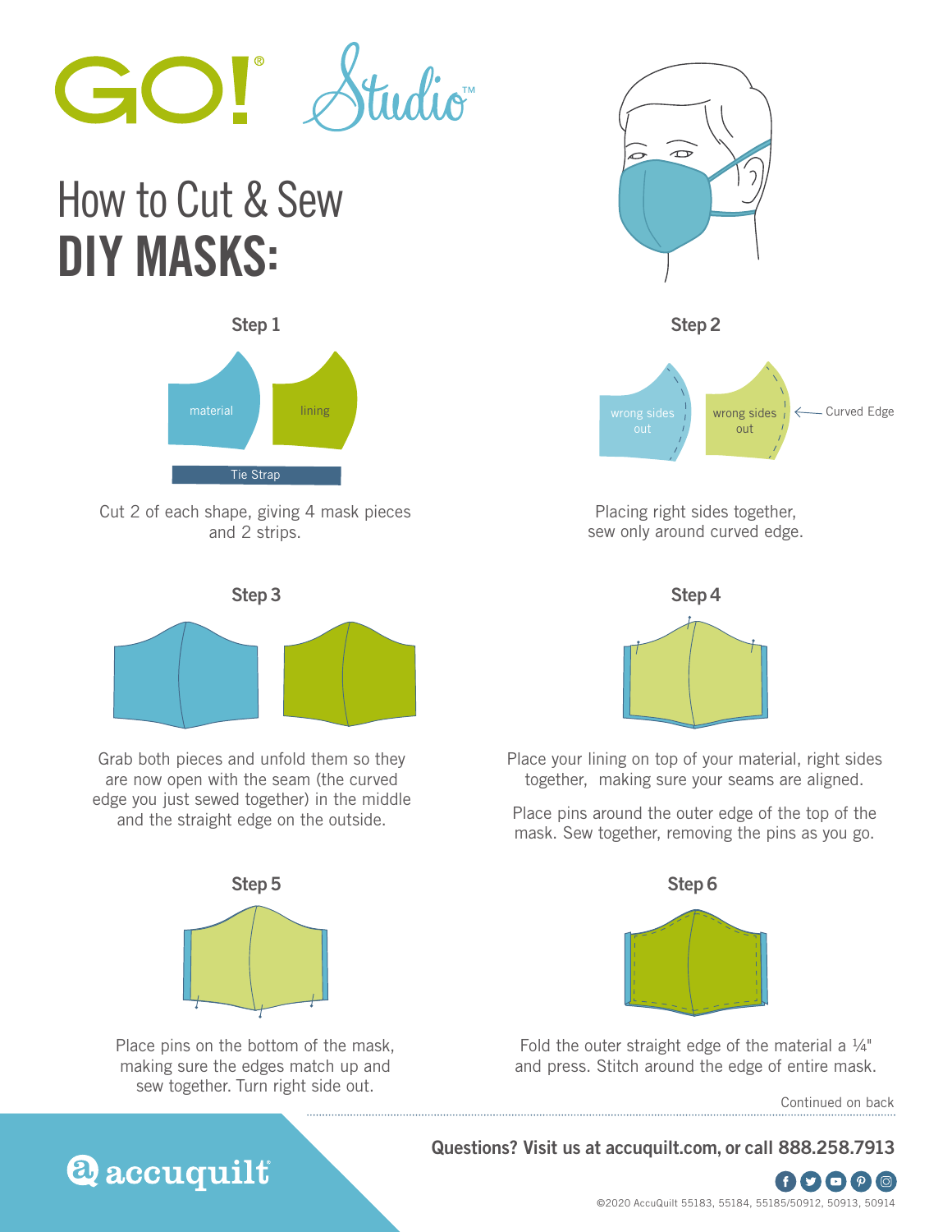GO! Studio™

# How to Cut & Sew **DIY MASKS:**

### Step 1

material

lining

Tie Strap

Cut 2 of each shape, giving 4 mask pieces and 2 strips.

### Step 2

wrong sides out

wrong sides out

Curved Edge

Placing right sides together, sew only around curved edge.

### Step 3

Grab both pieces and unfold them so they are now open with the seam (the curved edge you just sewed together) in the middle and the straight edge on the outside.

### Step 4

Place your lining on top of your material, right sides together, making sure your seams are aligned.

Place pins around the outer edge of the top of the mask. Sew together, removing the pins as you go.

### Step 5

Place pins on the bottom of the mask, making sure the edges match up and sew together. Turn right side out.

### Step 6

Fold the outer straight edge of the material a ¼" and press. Stitch around the edge of entire mask.

Continued on back

accuquilt

**Questions? Visit us at accuquilt.com, or call 888.258.7913**

©2020 AccuQuilt 55183, 55184, 55185/50912, 50913, 50914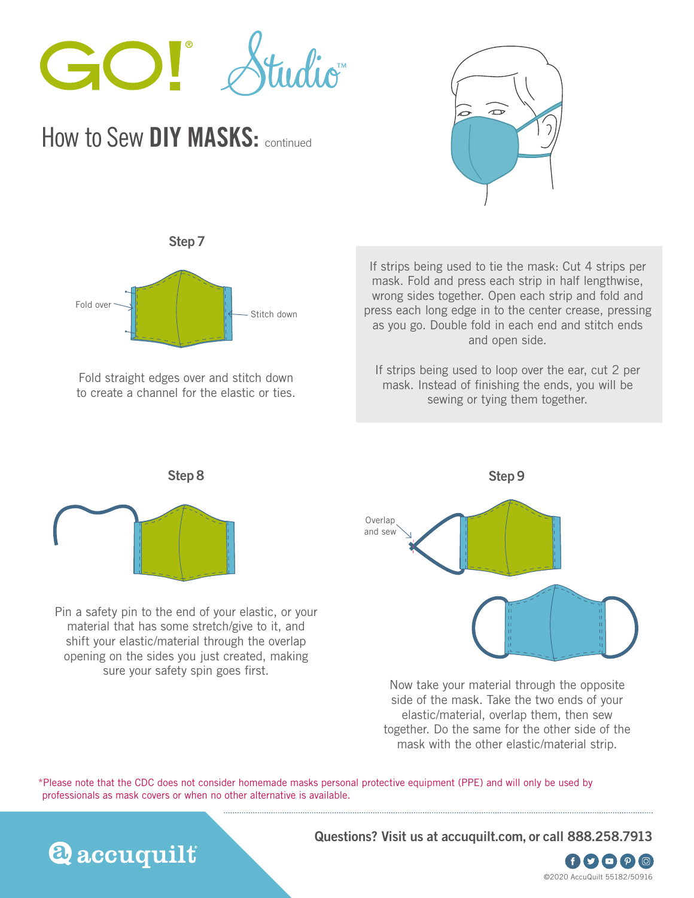GO!® Studio™

# How to Sew **DIY MASKS:** continued

### Step 7

Fold over

Stitch down

Fold straight edges over and stitch down to create a channel for the elastic or ties.

If strips being used to tie the mask: Cut 4 strips per mask. Fold and press each strip in half lengthwise, wrong sides together. Open each strip and fold and press each long edge in to the center crease, pressing as you go. Double fold in each end and stitch ends and open side.

If strips being used to loop over the ear, cut 2 per mask. Instead of finishing the ends, you will be sewing or tying them together.

### Step 8

Pin a safety pin to the end of your elastic, or your material that has some stretch/give to it, and shift your elastic/material through the overlap opening on the sides you just created, making sure your safety spin goes first.

### Step 9

Overlap and sew

Now take your material through the opposite side of the mask. Take the two ends of your elastic/material, overlap them, then sew together. Do the same for the other side of the mask with the other elastic/material strip.

*Please note that the CDC does not consider homemade masks personal protective equipment (PPE) and will only be used by professionals as mask covers or when no other alternative is available.

accuquilt®

**Questions? Visit us at accuquilt.com, or call 888.258.7913**

©2020 AccuQuilt 55182/50916